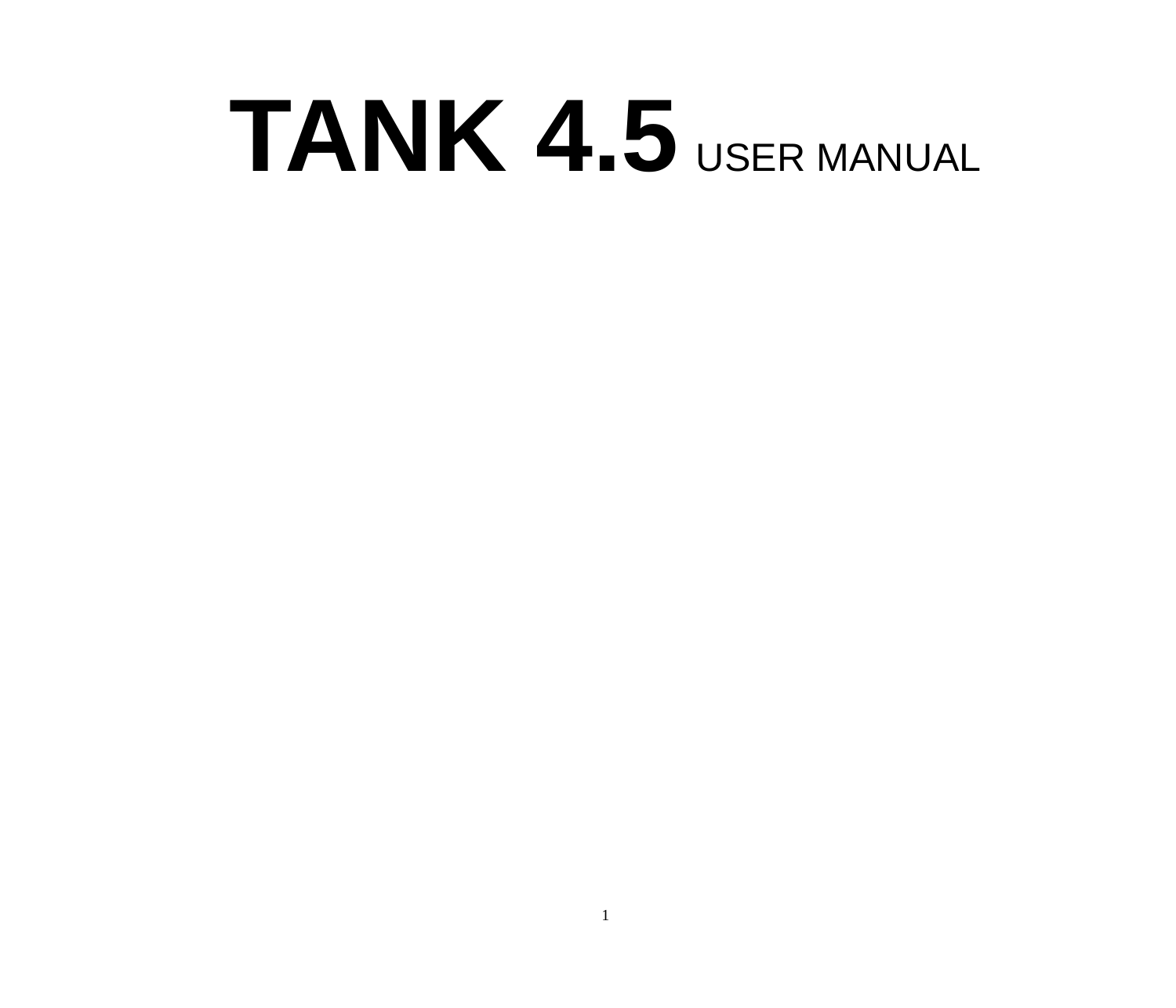# **TANK 4.5** USER MANUAL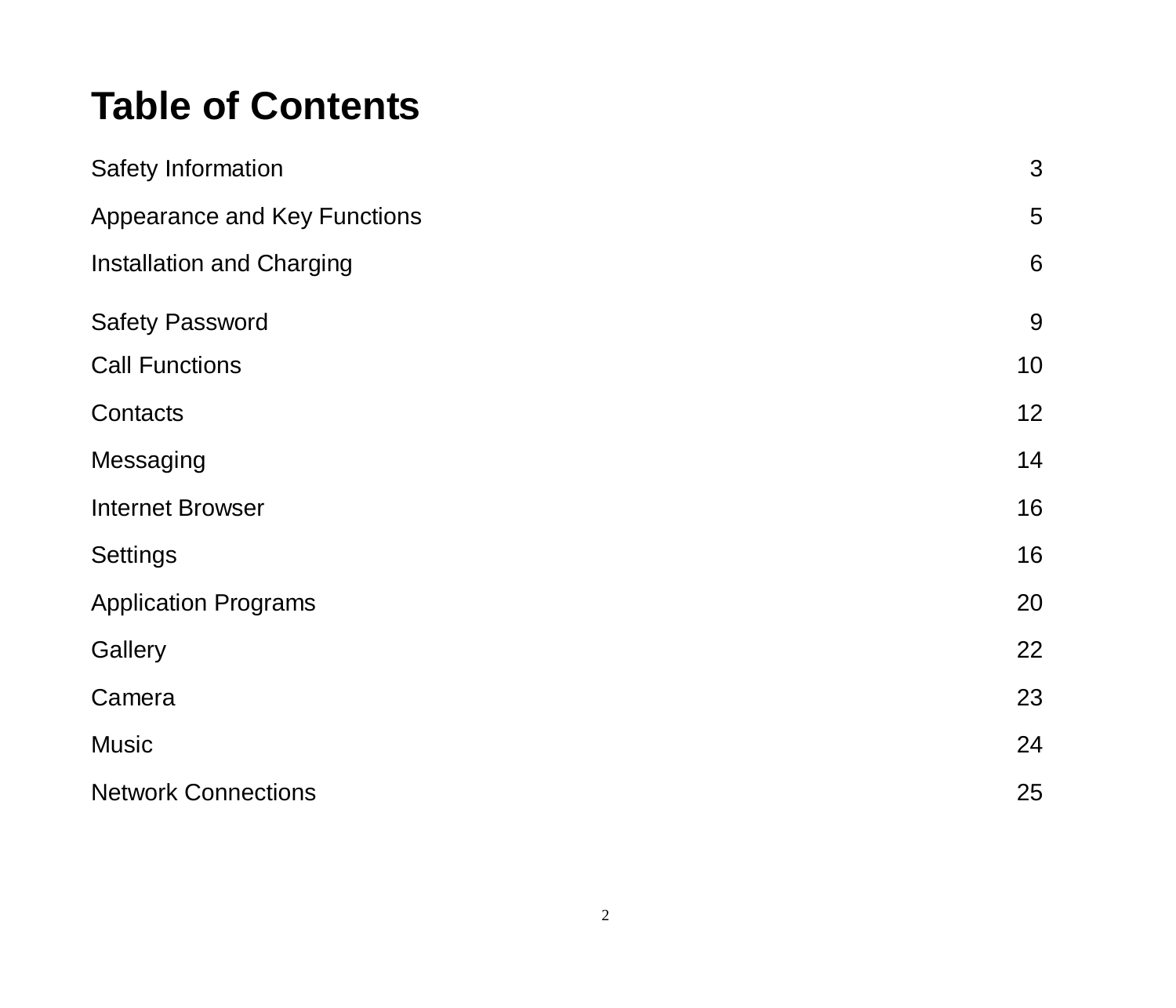# Table of Contents

| | |
|---|---|
| Safety Information | 3 |
| Appearance and Key Functions | 5 |
| Installation and Charging | 6 |
| Safety Password | 9 |
| Call Functions | 10 |
| Contacts | 12 |
| Messaging | 14 |
| Internet Browser | 16 |
| Settings | 16 |
| Application Programs | 20 |
| Gallery | 22 |
| Camera | 23 |
| Music | 24 |
| Network Connections | 25 |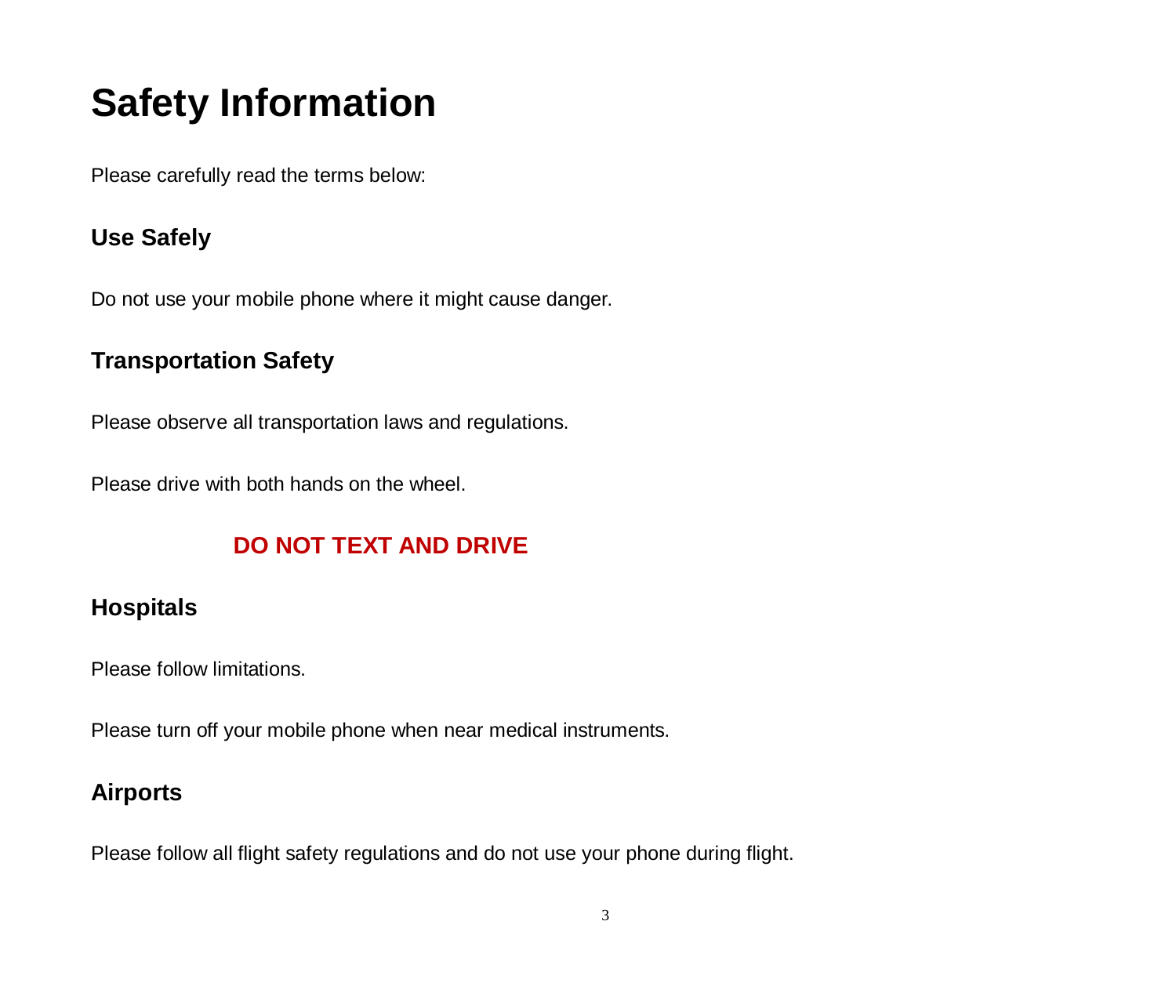# Safety Information

Please carefully read the terms below:

## Use Safely

Do not use your mobile phone where it might cause danger.

## Transportation Safety

Please observe all transportation laws and regulations.

Please drive with both hands on the wheel.

**DO NOT TEXT AND DRIVE**

## Hospitals

Please follow limitations.

Please turn off your mobile phone when near medical instruments.

## Airports

Please follow all flight safety regulations and do not use your phone during flight.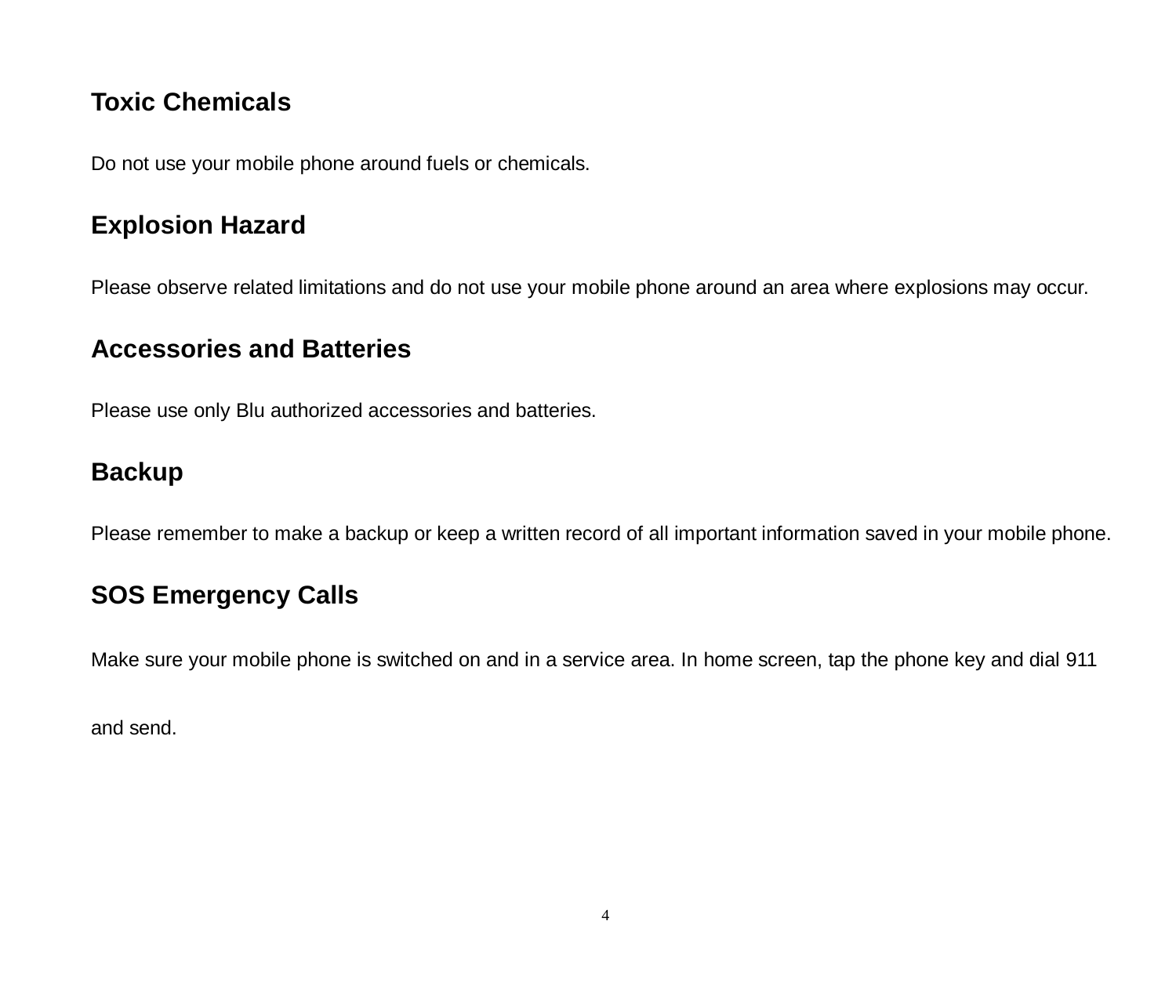## Toxic Chemicals

Do not use your mobile phone around fuels or chemicals.

## Explosion Hazard

Please observe related limitations and do not use your mobile phone around an area where explosions may occur.

## Accessories and Batteries

Please use only Blu authorized accessories and batteries.

## Backup

Please remember to make a backup or keep a written record of all important information saved in your mobile phone.

## SOS Emergency Calls

Make sure your mobile phone is switched on and in a service area. In home screen, tap the phone key and dial 911 and send.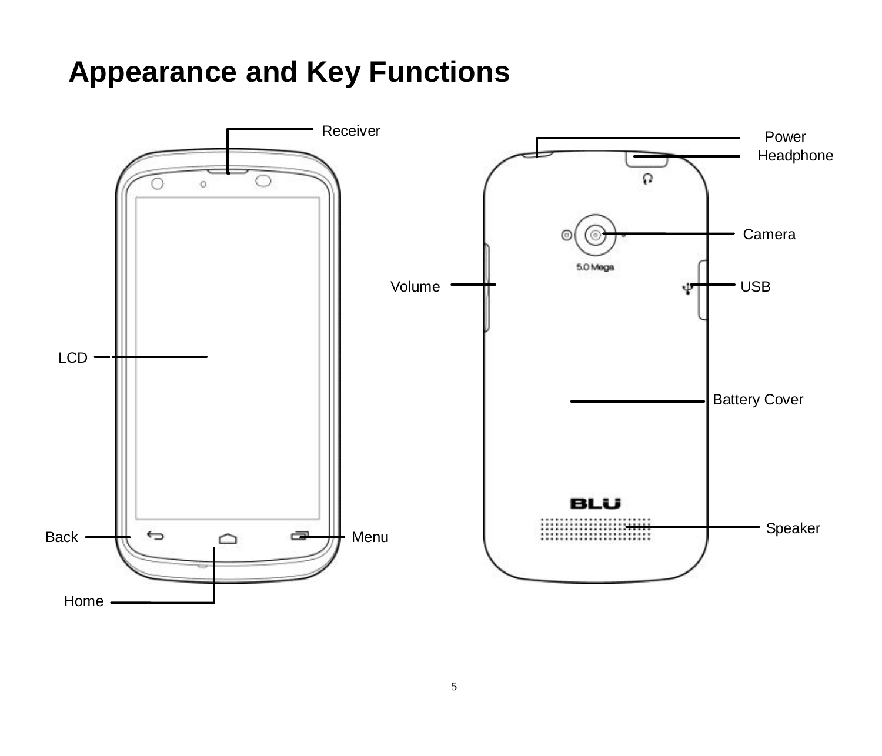# Appearance and Key Functions

Receiver

Power

Headphone

Camera

Volume

USB

LCD

Battery Cover

Speaker

Back

Menu

Home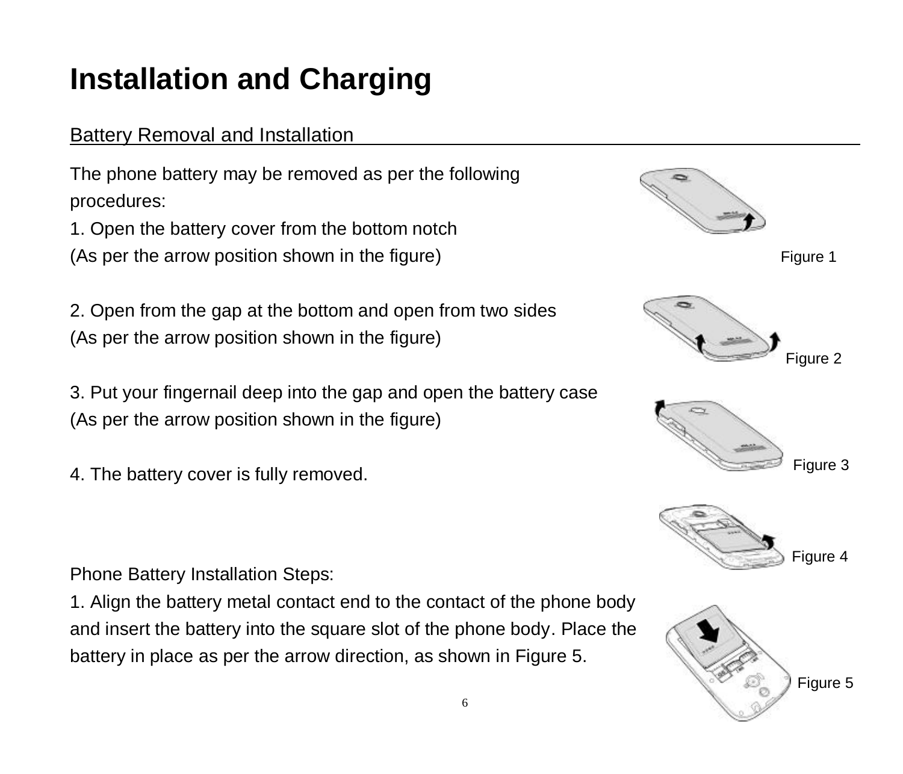# Installation and Charging

## Battery Removal and Installation

The phone battery may be removed as per the following procedures:

1. Open the battery cover from the bottom notch
(As per the arrow position shown in the figure)

Figure 1

2. Open from the gap at the bottom and open from two sides
(As per the arrow position shown in the figure)

Figure 2

3. Put your fingernail deep into the gap and open the battery case
(As per the arrow position shown in the figure)

Figure 3

4. The battery cover is fully removed.

Figure 4

Phone Battery Installation Steps:

1. Align the battery metal contact end to the contact of the phone body and insert the battery into the square slot of the phone body. Place the battery in place as per the arrow direction, as shown in Figure 5.

Figure 5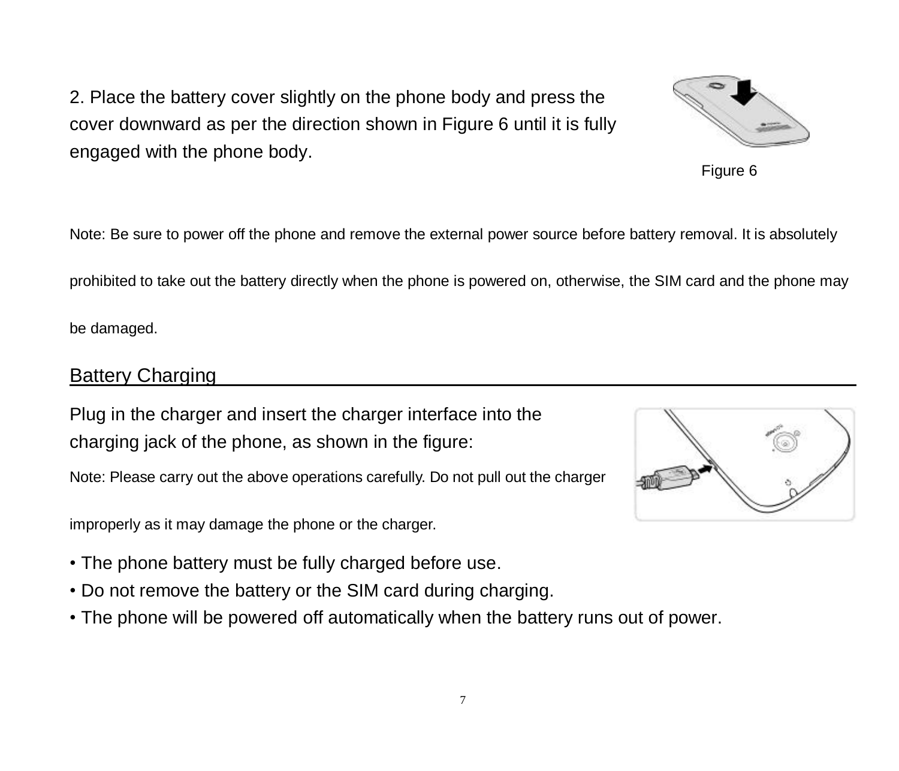2. Place the battery cover slightly on the phone body and press the cover downward as per the direction shown in Figure 6 until it is fully engaged with the phone body.

Figure 6

Note: Be sure to power off the phone and remove the external power source before battery removal. It is absolutely prohibited to take out the battery directly when the phone is powered on, otherwise, the SIM card and the phone may be damaged.

## Battery Charging

Plug in the charger and insert the charger interface into the charging jack of the phone, as shown in the figure:

Note: Please carry out the above operations carefully. Do not pull out the charger improperly as it may damage the phone or the charger.

- The phone battery must be fully charged before use.
- Do not remove the battery or the SIM card during charging.
- The phone will be powered off automatically when the battery runs out of power.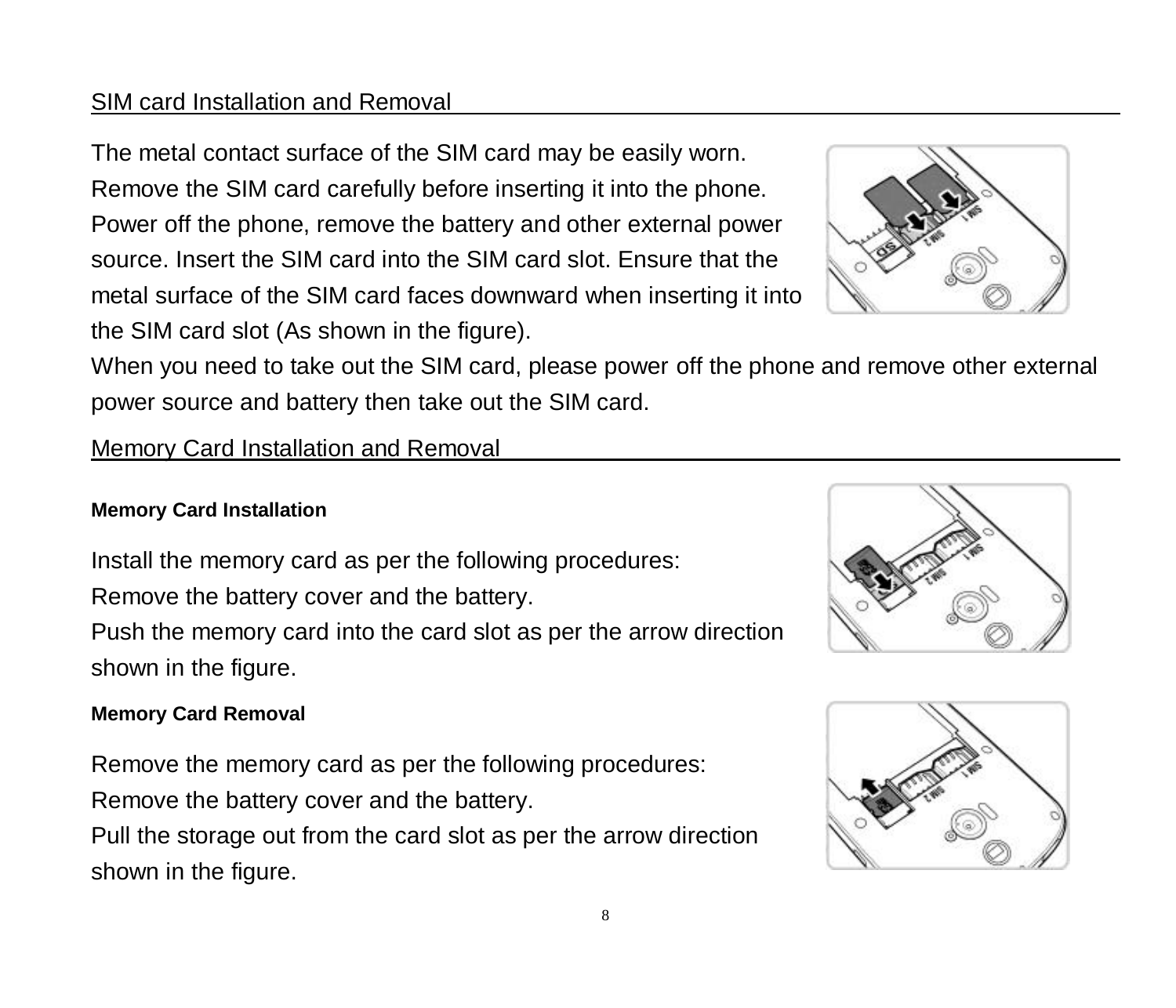## SIM card Installation and Removal

The metal contact surface of the SIM card may be easily worn. Remove the SIM card carefully before inserting it into the phone. Power off the phone, remove the battery and other external power source. Insert the SIM card into the SIM card slot. Ensure that the metal surface of the SIM card faces downward when inserting it into the SIM card slot (As shown in the figure).

When you need to take out the SIM card, please power off the phone and remove other external power source and battery then take out the SIM card.

## Memory Card Installation and Removal

### Memory Card Installation

Install the memory card as per the following procedures:

Remove the battery cover and the battery.

Push the memory card into the card slot as per the arrow direction shown in the figure.

### Memory Card Removal

Remove the memory card as per the following procedures:

Remove the battery cover and the battery.

Pull the storage out from the card slot as per the arrow direction shown in the figure.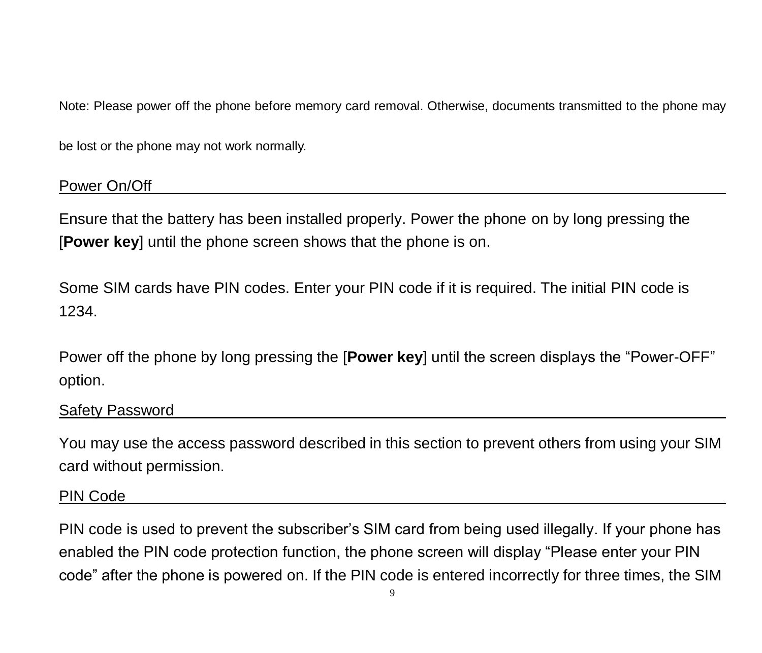Note: Please power off the phone before memory card removal. Otherwise, documents transmitted to the phone may be lost or the phone may not work normally.

## Power On/Off

Ensure that the battery has been installed properly. Power the phone on by long pressing the [**Power key**] until the phone screen shows that the phone is on.

Some SIM cards have PIN codes. Enter your PIN code if it is required. The initial PIN code is 1234.

Power off the phone by long pressing the [**Power key**] until the screen displays the "Power-OFF" option.

## Safety Password

You may use the access password described in this section to prevent others from using your SIM card without permission.

## PIN Code

PIN code is used to prevent the subscriber's SIM card from being used illegally. If your phone has enabled the PIN code protection function, the phone screen will display "Please enter your PIN code" after the phone is powered on. If the PIN code is entered incorrectly for three times, the SIM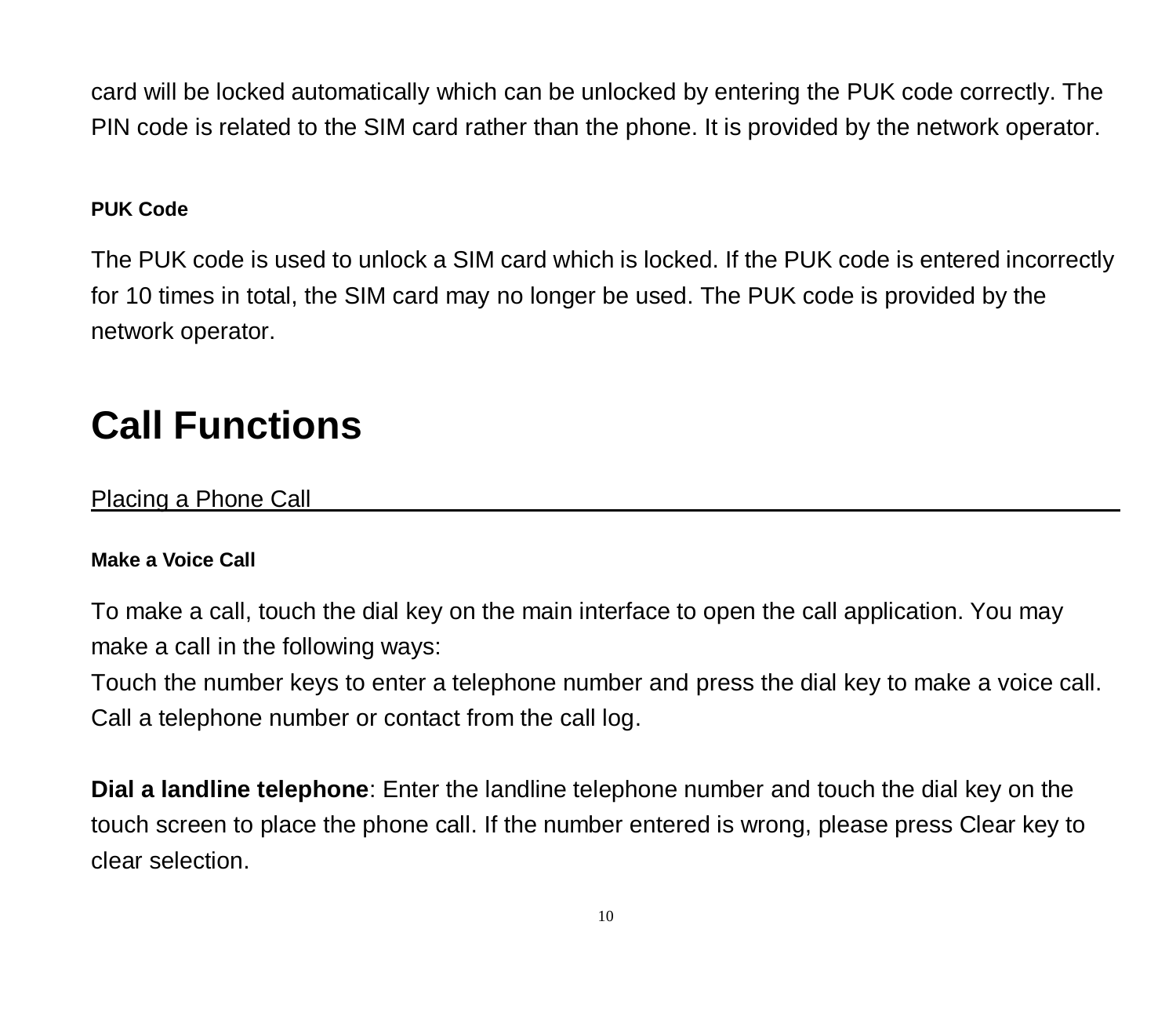card will be locked automatically which can be unlocked by entering the PUK code correctly. The PIN code is related to the SIM card rather than the phone. It is provided by the network operator.

#### PUK Code

The PUK code is used to unlock a SIM card which is locked. If the PUK code is entered incorrectly for 10 times in total, the SIM card may no longer be used. The PUK code is provided by the network operator.

# Call Functions

## Placing a Phone Call

#### Make a Voice Call

To make a call, touch the dial key on the main interface to open the call application. You may make a call in the following ways:

Touch the number keys to enter a telephone number and press the dial key to make a voice call.

Call a telephone number or contact from the call log.

**Dial a landline telephone**: Enter the landline telephone number and touch the dial key on the touch screen to place the phone call. If the number entered is wrong, please press Clear key to clear selection.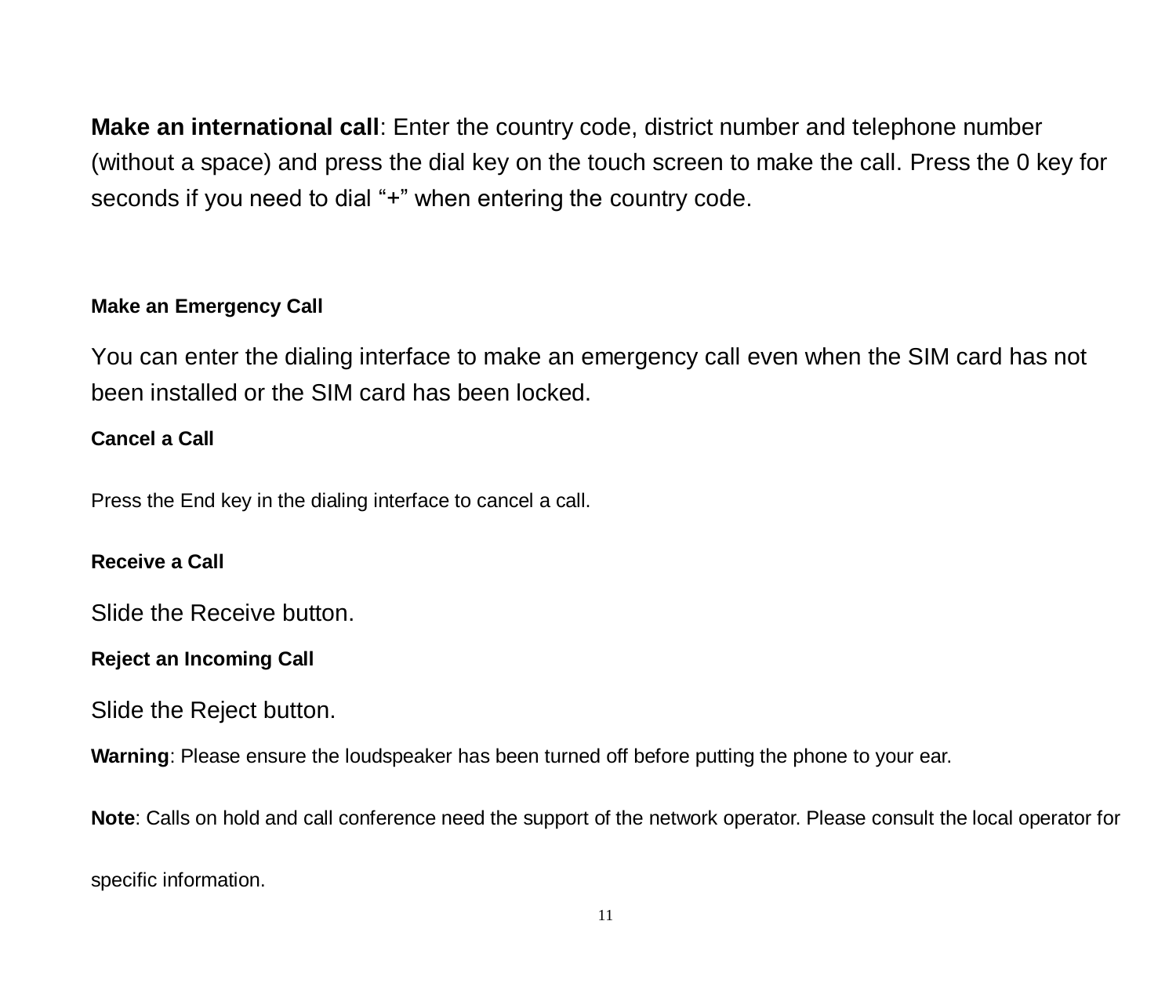**Make an international call**: Enter the country code, district number and telephone number (without a space) and press the dial key on the touch screen to make the call. Press the 0 key for seconds if you need to dial "+" when entering the country code.

### Make an Emergency Call

You can enter the dialing interface to make an emergency call even when the SIM card has not been installed or the SIM card has been locked.

### Cancel a Call

Press the End key in the dialing interface to cancel a call.

### Receive a Call

Slide the Receive button.

### Reject an Incoming Call

Slide the Reject button.

**Warning**: Please ensure the loudspeaker has been turned off before putting the phone to your ear.

**Note**: Calls on hold and call conference need the support of the network operator. Please consult the local operator for specific information.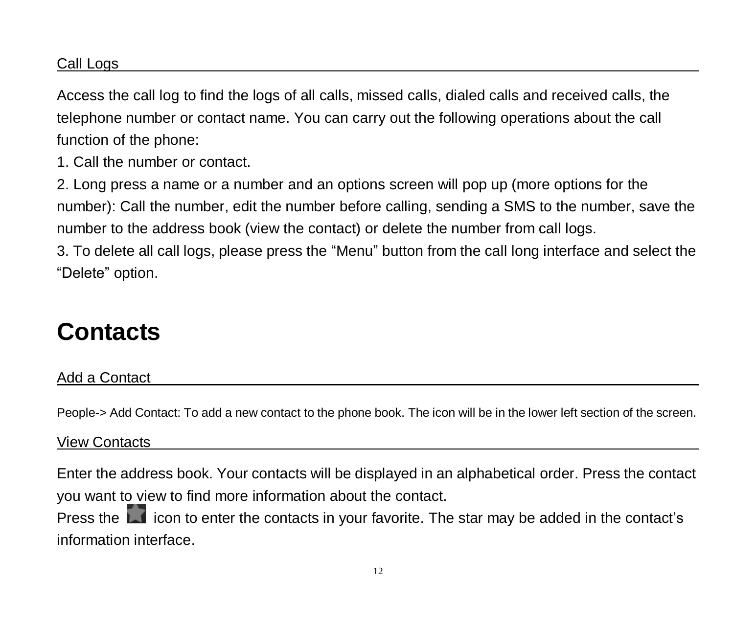### Call Logs

Access the call log to find the logs of all calls, missed calls, dialed calls and received calls, the telephone number or contact name. You can carry out the following operations about the call function of the phone:

1. Call the number or contact.
2. Long press a name or a number and an options screen will pop up (more options for the number): Call the number, edit the number before calling, sending a SMS to the number, save the number to the address book (view the contact) or delete the number from call logs.
3. To delete all call logs, please press the “Menu” button from the call long interface and select the “Delete” option.

# Contacts

### Add a Contact

People-> Add Contact: To add a new contact to the phone book. The icon will be in the lower left section of the screen.

### View Contacts

Enter the address book. Your contacts will be displayed in an alphabetical order. Press the contact you want to view to find more information about the contact.

Press the icon to enter the contacts in your favorite. The star may be added in the contact’s information interface.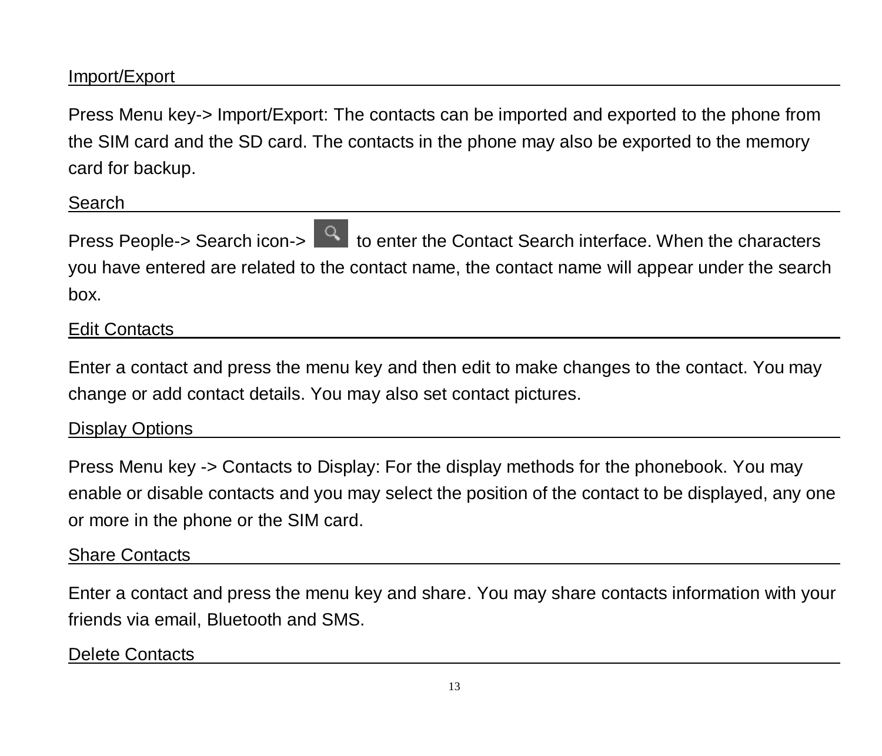## Import/Export

Press Menu key-> Import/Export: The contacts can be imported and exported to the phone from the SIM card and the SD card. The contacts in the phone may also be exported to the memory card for backup.

## Search

Press People-> Search icon-> to enter the Contact Search interface. When the characters you have entered are related to the contact name, the contact name will appear under the search box.

## Edit Contacts

Enter a contact and press the menu key and then edit to make changes to the contact. You may change or add contact details. You may also set contact pictures.

## Display Options

Press Menu key -> Contacts to Display: For the display methods for the phonebook. You may enable or disable contacts and you may select the position of the contact to be displayed, any one or more in the phone or the SIM card.

## Share Contacts

Enter a contact and press the menu key and share. You may share contacts information with your friends via email, Bluetooth and SMS.

## Delete Contacts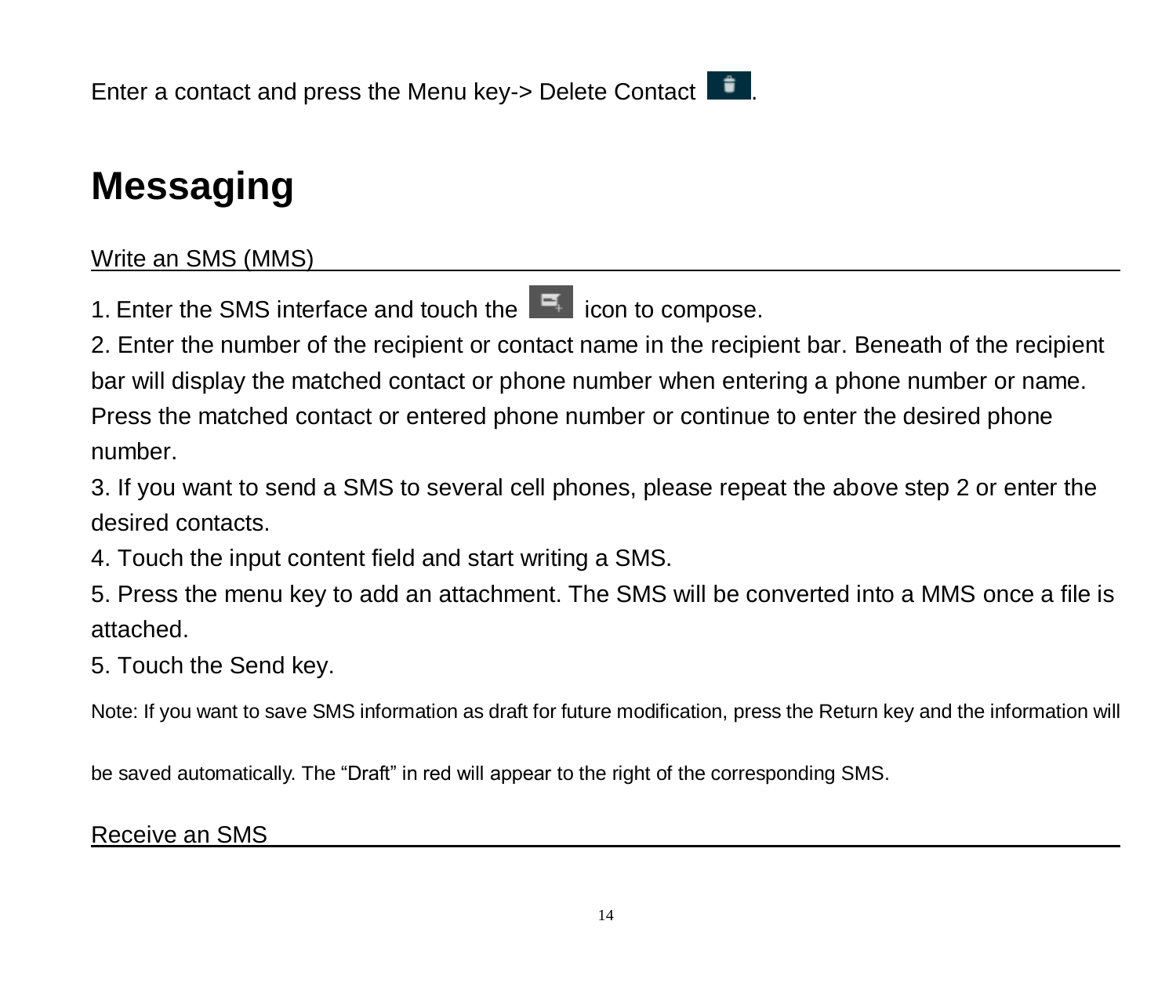Enter a contact and press the Menu key-> Delete Contact .

# Messaging

## Write an SMS (MMS)

1. Enter the SMS interface and touch the  icon to compose.
2. Enter the number of the recipient or contact name in the recipient bar. Beneath of the recipient bar will display the matched contact or phone number when entering a phone number or name. Press the matched contact or entered phone number or continue to enter the desired phone number.
3. If you want to send a SMS to several cell phones, please repeat the above step 2 or enter the desired contacts.
4. Touch the input content field and start writing a SMS.
5. Press the menu key to add an attachment. The SMS will be converted into a MMS once a file is attached.
5. Touch the Send key.

Note: If you want to save SMS information as draft for future modification, press the Return key and the information will be saved automatically. The “Draft” in red will appear to the right of the corresponding SMS.

## Receive an SMS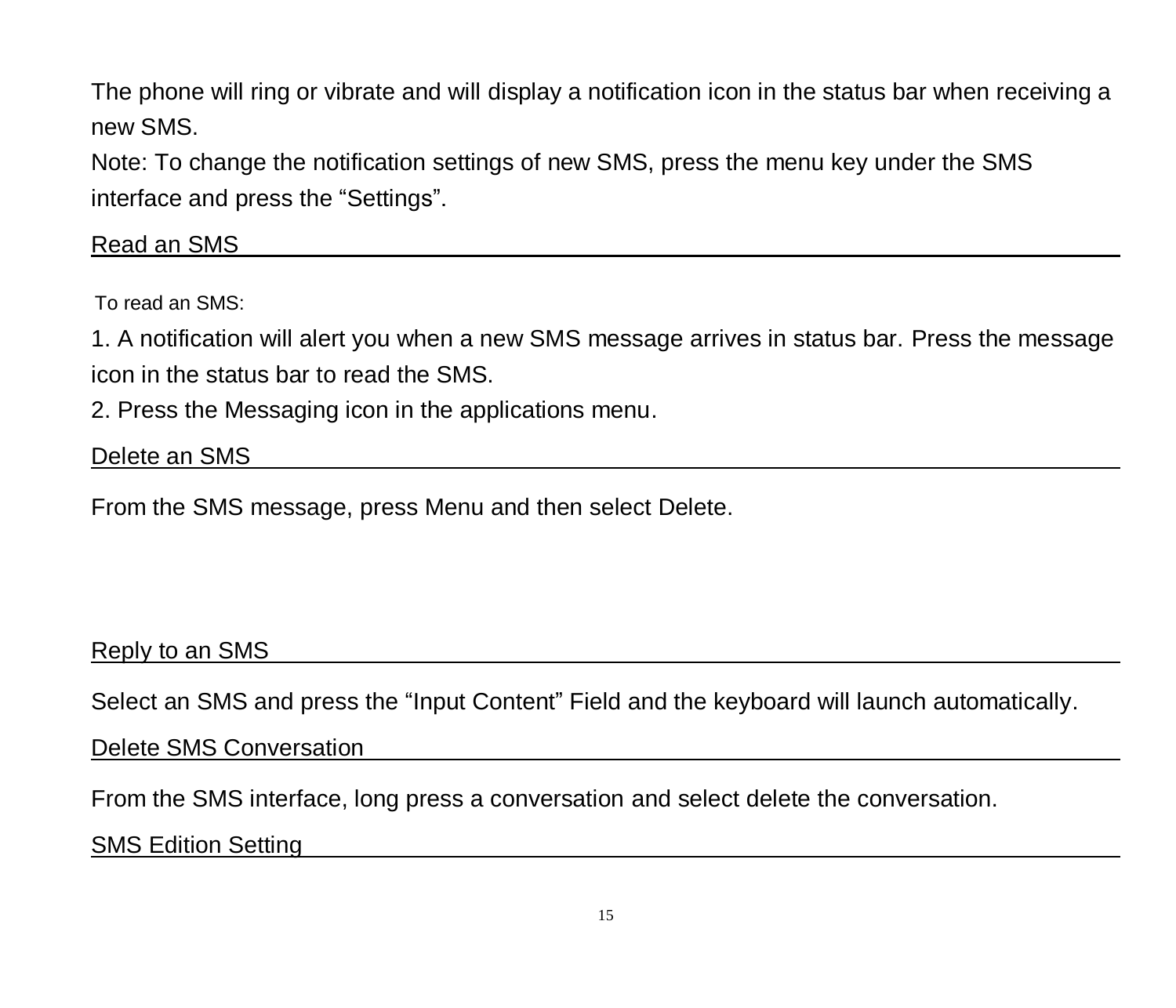The phone will ring or vibrate and will display a notification icon in the status bar when receiving a new SMS.

Note: To change the notification settings of new SMS, press the menu key under the SMS interface and press the “Settings”.

## Read an SMS

To read an SMS:

1. A notification will alert you when a new SMS message arrives in status bar. Press the message icon in the status bar to read the SMS.
2. Press the Messaging icon in the applications menu.

## Delete an SMS

From the SMS message, press Menu and then select Delete.

## Reply to an SMS

Select an SMS and press the “Input Content” Field and the keyboard will launch automatically.

## Delete SMS Conversation

From the SMS interface, long press a conversation and select delete the conversation.

## SMS Edition Setting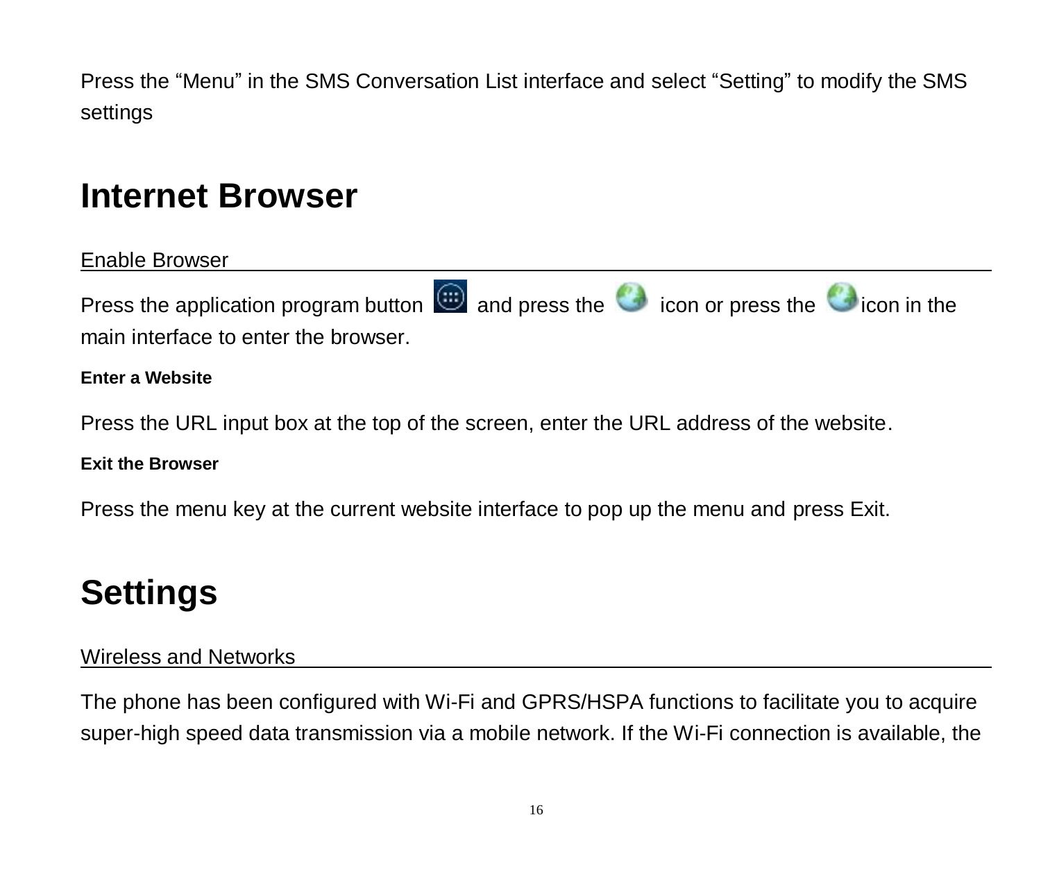Press the “Menu” in the SMS Conversation List interface and select “Setting” to modify the SMS settings

# Internet Browser

## Enable Browser

Press the application program button and press the icon or press the icon in the main interface to enter the browser.

**Enter a Website**

Press the URL input box at the top of the screen, enter the URL address of the website.

**Exit the Browser**

Press the menu key at the current website interface to pop up the menu and press Exit.

# Settings

## Wireless and Networks

The phone has been configured with Wi-Fi and GPRS/HSPA functions to facilitate you to acquire super-high speed data transmission via a mobile network. If the Wi-Fi connection is available, the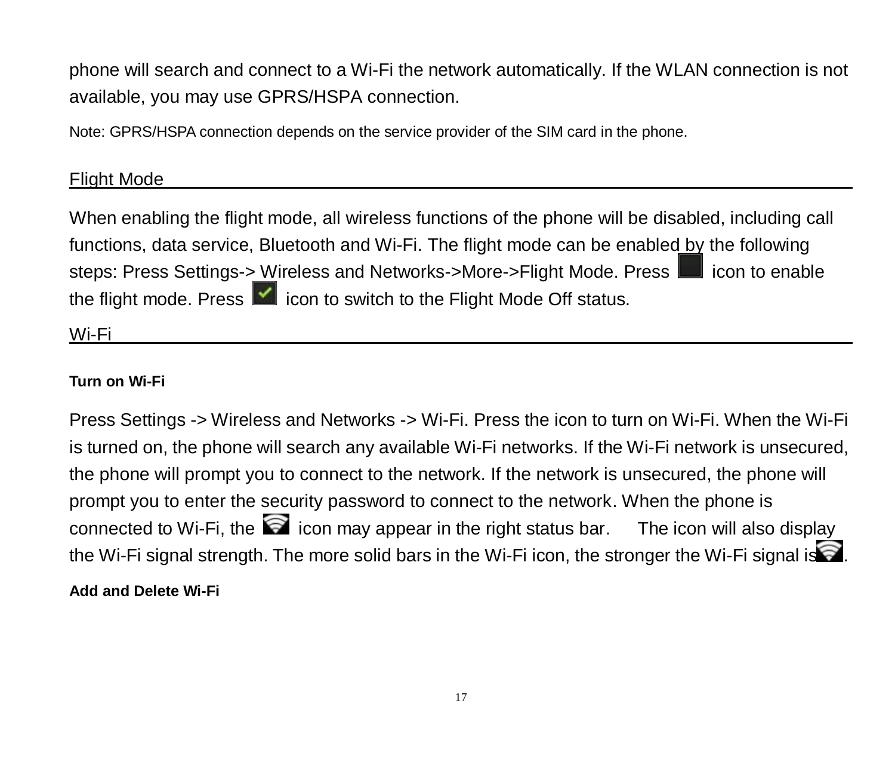phone will search and connect to a Wi-Fi the network automatically. If the WLAN connection is not available, you may use GPRS/HSPA connection.

Note: GPRS/HSPA connection depends on the service provider of the SIM card in the phone.

## Flight Mode

When enabling the flight mode, all wireless functions of the phone will be disabled, including call functions, data service, Bluetooth and Wi-Fi. The flight mode can be enabled by the following steps: Press Settings-> Wireless and Networks->More->Flight Mode. Press icon to enable the flight mode. Press icon to switch to the Flight Mode Off status.

## Wi-Fi

### Turn on Wi-Fi

Press Settings -> Wireless and Networks -> Wi-Fi. Press the icon to turn on Wi-Fi. When the Wi-Fi is turned on, the phone will search any available Wi-Fi networks. If the Wi-Fi network is unsecured, the phone will prompt you to connect to the network. If the network is unsecured, the phone will prompt you to enter the security password to connect to the network. When the phone is connected to Wi-Fi, the icon may appear in the right status bar. The icon will also display the Wi-Fi signal strength. The more solid bars in the Wi-Fi icon, the stronger the Wi-Fi signal is.

### Add and Delete Wi-Fi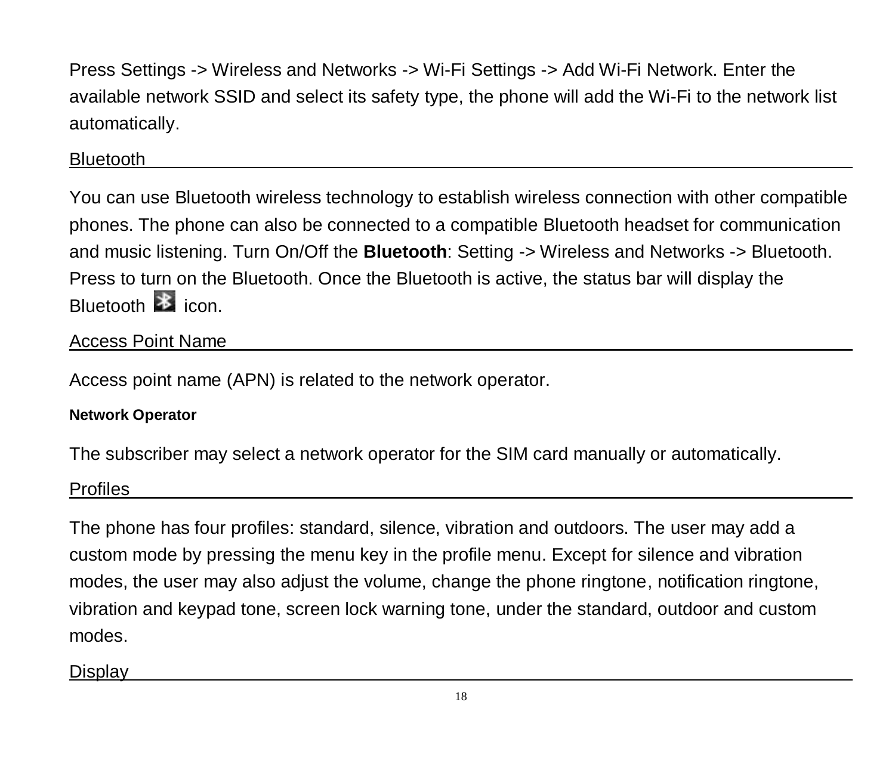Press Settings -> Wireless and Networks -> Wi-Fi Settings -> Add Wi-Fi Network. Enter the available network SSID and select its safety type, the phone will add the Wi-Fi to the network list automatically.

## Bluetooth

You can use Bluetooth wireless technology to establish wireless connection with other compatible phones. The phone can also be connected to a compatible Bluetooth headset for communication and music listening. Turn On/Off the **Bluetooth**: Setting -> Wireless and Networks -> Bluetooth. Press to turn on the Bluetooth. Once the Bluetooth is active, the status bar will display the Bluetooth icon.

## Access Point Name

Access point name (APN) is related to the network operator.

### Network Operator

The subscriber may select a network operator for the SIM card manually or automatically.

## Profiles

The phone has four profiles: standard, silence, vibration and outdoors. The user may add a custom mode by pressing the menu key in the profile menu. Except for silence and vibration modes, the user may also adjust the volume, change the phone ringtone, notification ringtone, vibration and keypad tone, screen lock warning tone, under the standard, outdoor and custom modes.

## Display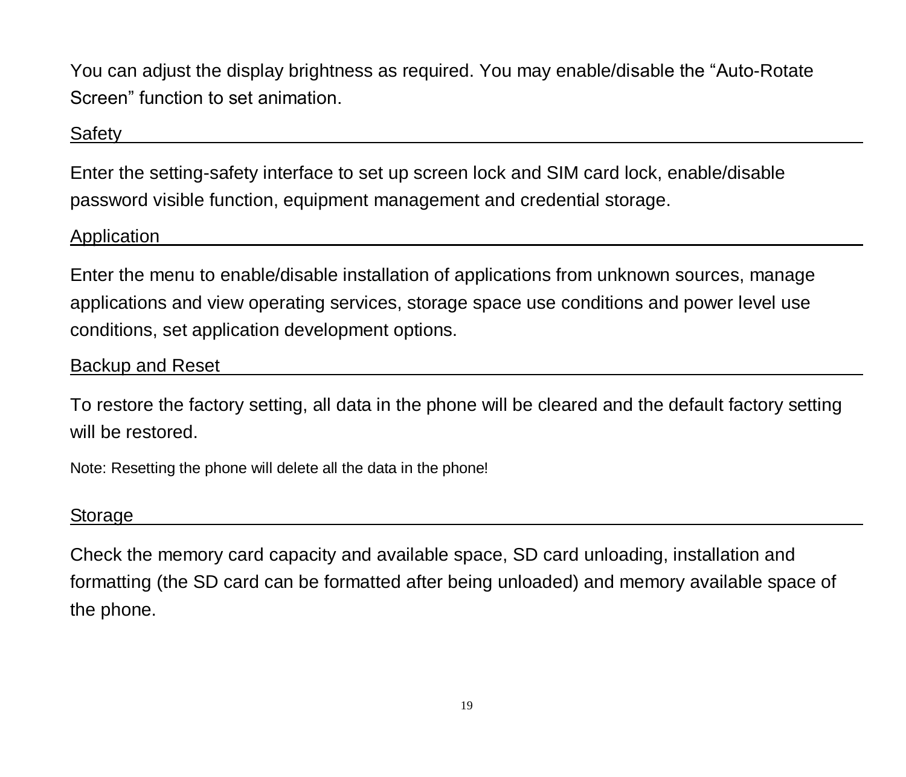You can adjust the display brightness as required. You may enable/disable the “Auto-Rotate Screen” function to set animation.

## Safety

Enter the setting-safety interface to set up screen lock and SIM card lock, enable/disable password visible function, equipment management and credential storage.

## Application

Enter the menu to enable/disable installation of applications from unknown sources, manage applications and view operating services, storage space use conditions and power level use conditions, set application development options.

## Backup and Reset

To restore the factory setting, all data in the phone will be cleared and the default factory setting will be restored.

Note: Resetting the phone will delete all the data in the phone!

## Storage

Check the memory card capacity and available space, SD card unloading, installation and formatting (the SD card can be formatted after being unloaded) and memory available space of the phone.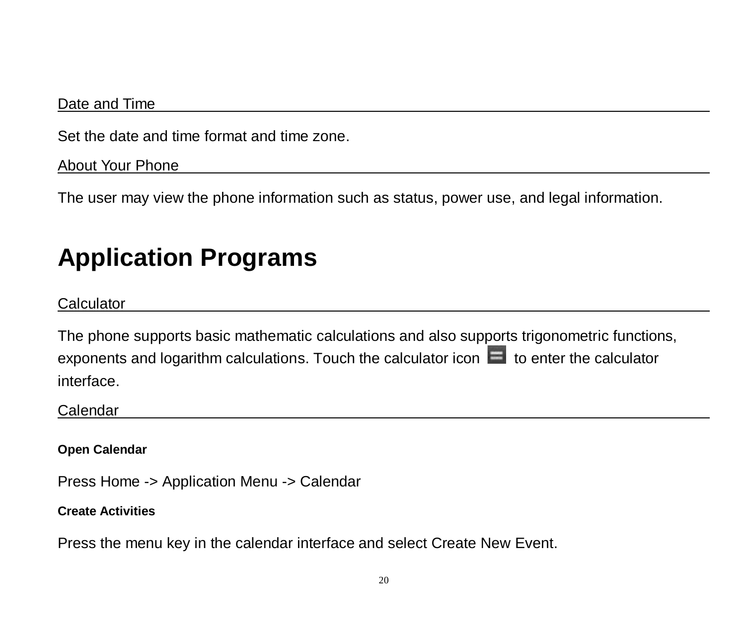### Date and Time

Set the date and time format and time zone.

### About Your Phone

The user may view the phone information such as status, power use, and legal information.

# Application Programs

### Calculator

The phone supports basic mathematic calculations and also supports trigonometric functions, exponents and logarithm calculations. Touch the calculator icon to enter the calculator interface.

### Calendar

**Open Calendar**

Press Home -> Application Menu -> Calendar

**Create Activities**

Press the menu key in the calendar interface and select Create New Event.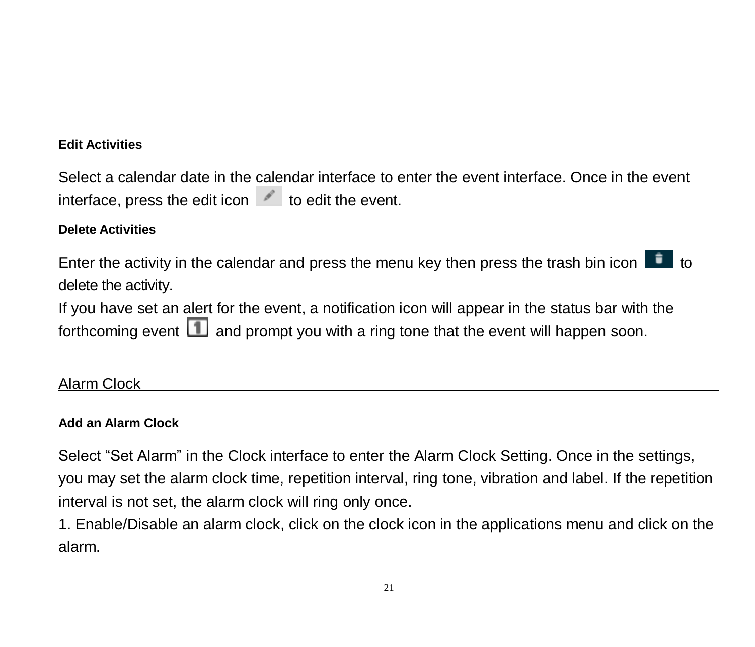**Edit Activities**

Select a calendar date in the calendar interface to enter the event interface. Once in the event interface, press the edit icon to edit the event.

**Delete Activities**

Enter the activity in the calendar and press the menu key then press the trash bin icon to delete the activity.

If you have set an alert for the event, a notification icon will appear in the status bar with the forthcoming event and prompt you with a ring tone that the event will happen soon.

## Alarm Clock

**Add an Alarm Clock**

Select “Set Alarm” in the Clock interface to enter the Alarm Clock Setting. Once in the settings, you may set the alarm clock time, repetition interval, ring tone, vibration and label. If the repetition interval is not set, the alarm clock will ring only once.

1. Enable/Disable an alarm clock, click on the clock icon in the applications menu and click on the alarm.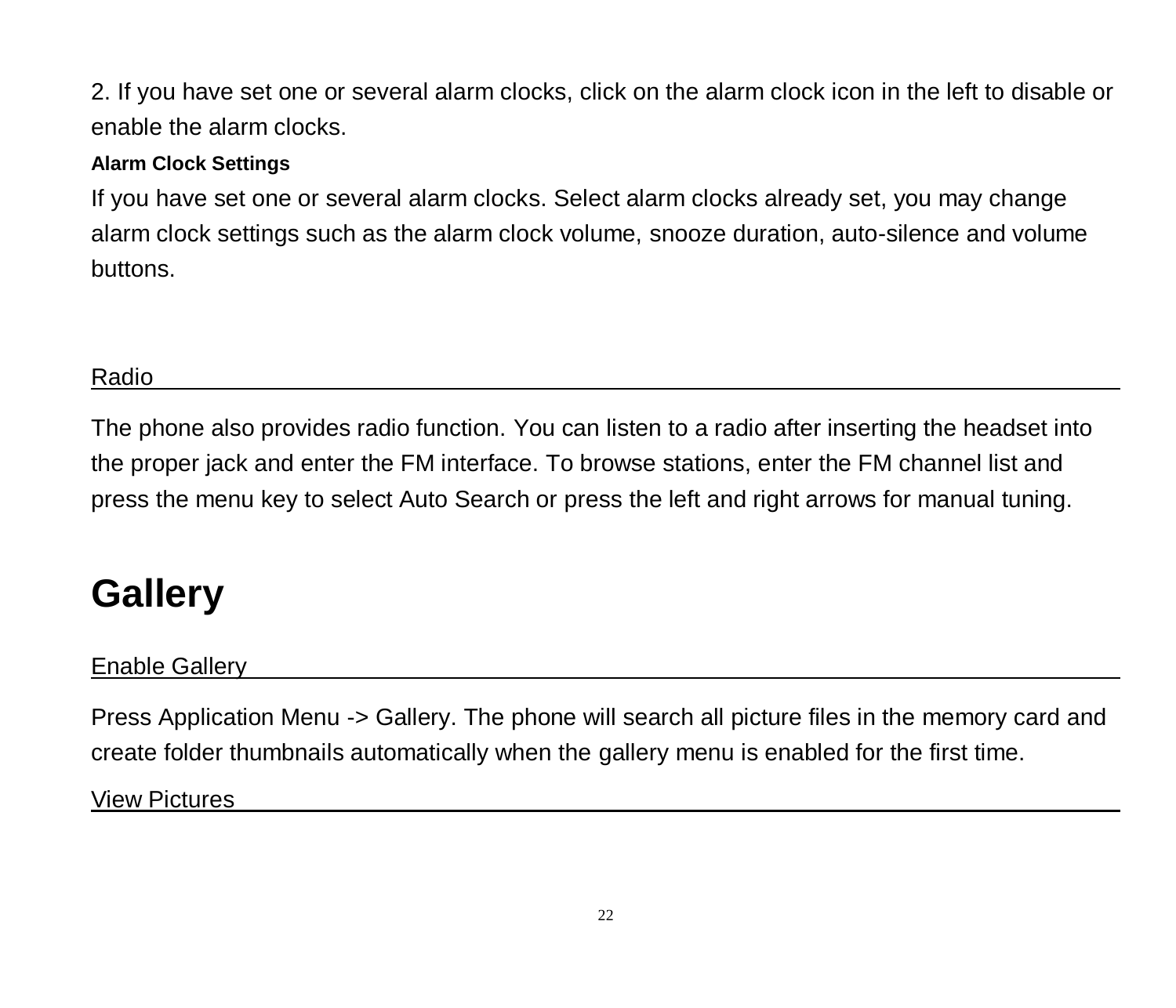2. If you have set one or several alarm clocks, click on the alarm clock icon in the left to disable or enable the alarm clocks.

**Alarm Clock Settings**

If you have set one or several alarm clocks. Select alarm clocks already set, you may change alarm clock settings such as the alarm clock volume, snooze duration, auto-silence and volume buttons.

### Radio

The phone also provides radio function. You can listen to a radio after inserting the headset into the proper jack and enter the FM interface. To browse stations, enter the FM channel list and press the menu key to select Auto Search or press the left and right arrows for manual tuning.

# Gallery

### Enable Gallery

Press Application Menu -> Gallery. The phone will search all picture files in the memory card and create folder thumbnails automatically when the gallery menu is enabled for the first time.

### View Pictures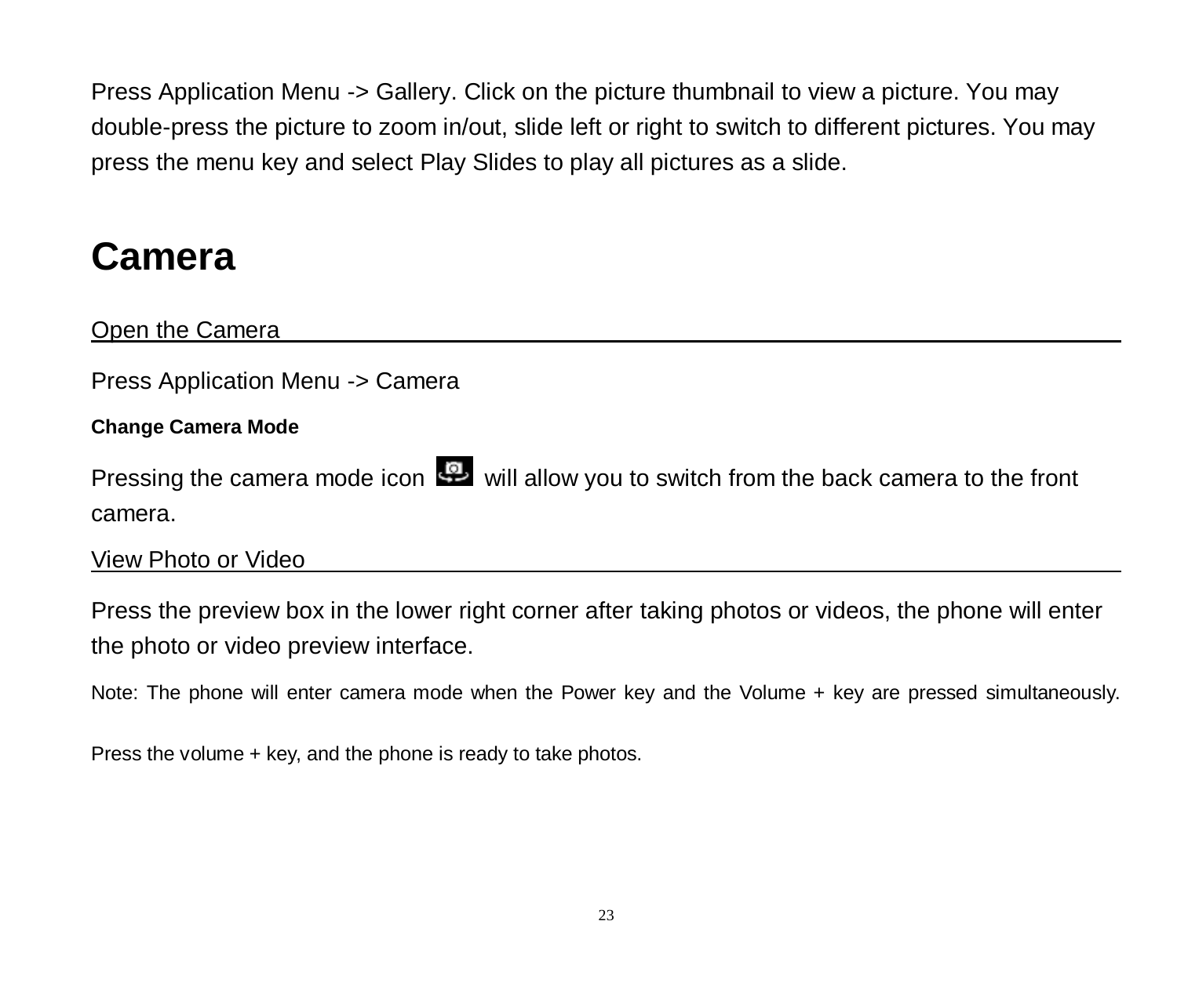Press Application Menu -> Gallery. Click on the picture thumbnail to view a picture. You may double-press the picture to zoom in/out, slide left or right to switch to different pictures. You may press the menu key and select Play Slides to play all pictures as a slide.

# Camera

Open the Camera

Press Application Menu -> Camera

**Change Camera Mode**

Pressing the camera mode icon will allow you to switch from the back camera to the front camera.

View Photo or Video

Press the preview box in the lower right corner after taking photos or videos, the phone will enter the photo or video preview interface.

Note: The phone will enter camera mode when the Power key and the Volume + key are pressed simultaneously.

Press the volume + key, and the phone is ready to take photos.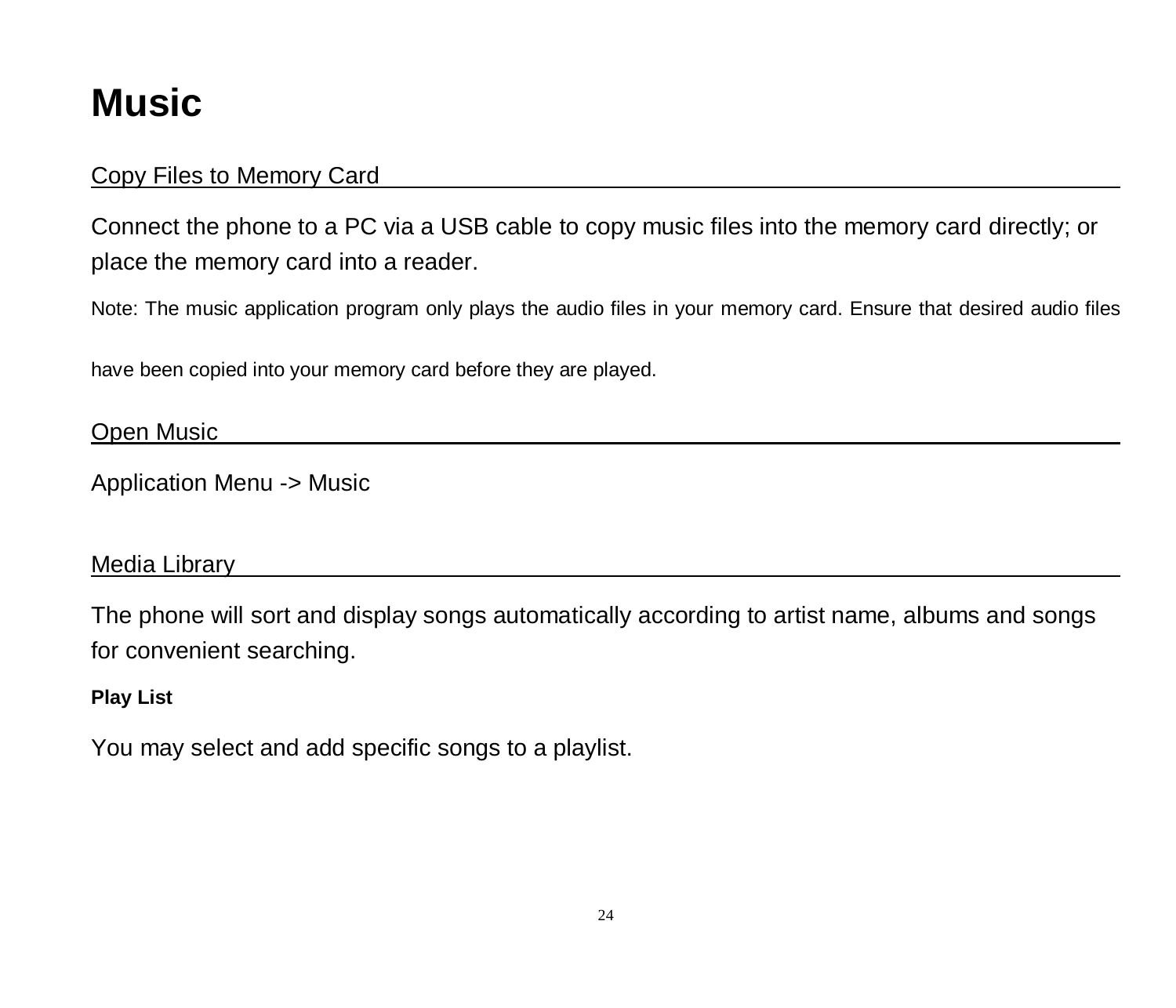# Music

## Copy Files to Memory Card

Connect the phone to a PC via a USB cable to copy music files into the memory card directly; or place the memory card into a reader.

Note: The music application program only plays the audio files in your memory card. Ensure that desired audio files have been copied into your memory card before they are played.

## Open Music

Application Menu -> Music

## Media Library

The phone will sort and display songs automatically according to artist name, albums and songs for convenient searching.

**Play List**

You may select and add specific songs to a playlist.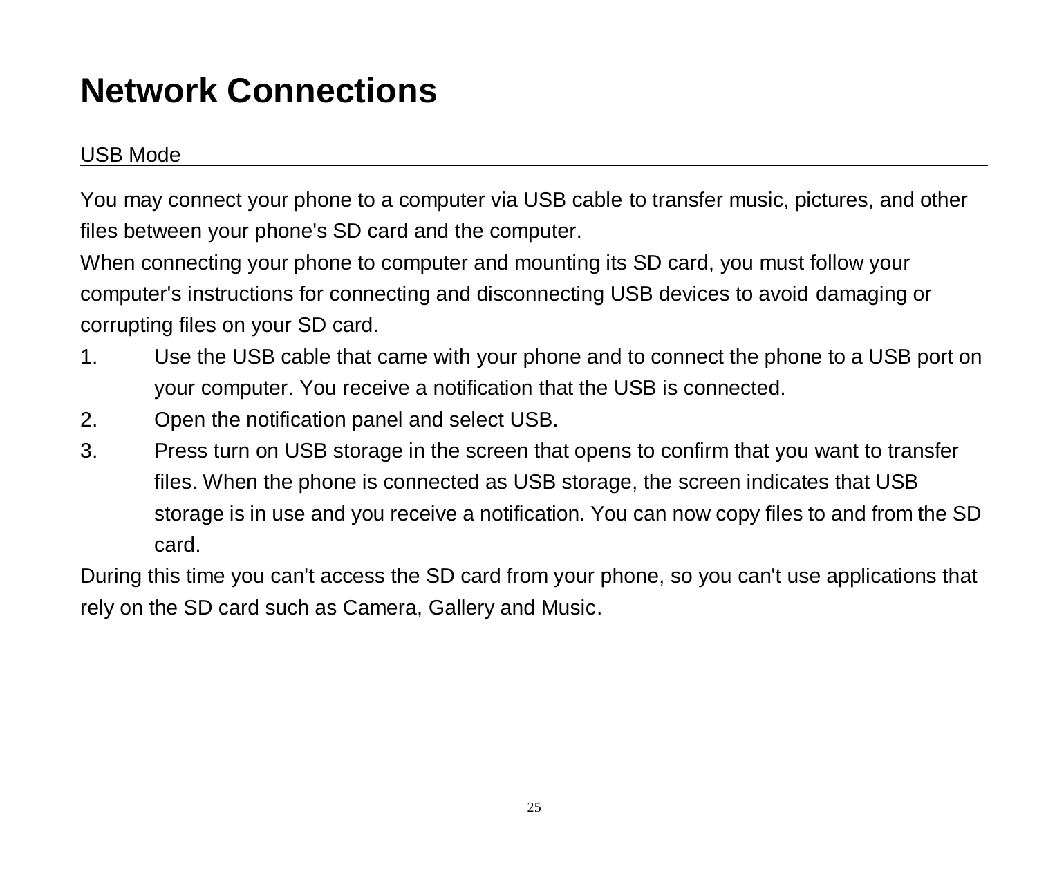# Network Connections

## USB Mode

You may connect your phone to a computer via USB cable to transfer music, pictures, and other files between your phone's SD card and the computer.

When connecting your phone to computer and mounting its SD card, you must follow your computer's instructions for connecting and disconnecting USB devices to avoid damaging or corrupting files on your SD card.

1. Use the USB cable that came with your phone and to connect the phone to a USB port on your computer. You receive a notification that the USB is connected.
2. Open the notification panel and select USB.
3. Press turn on USB storage in the screen that opens to confirm that you want to transfer files. When the phone is connected as USB storage, the screen indicates that USB storage is in use and you receive a notification. You can now copy files to and from the SD card.

During this time you can't access the SD card from your phone, so you can't use applications that rely on the SD card such as Camera, Gallery and Music.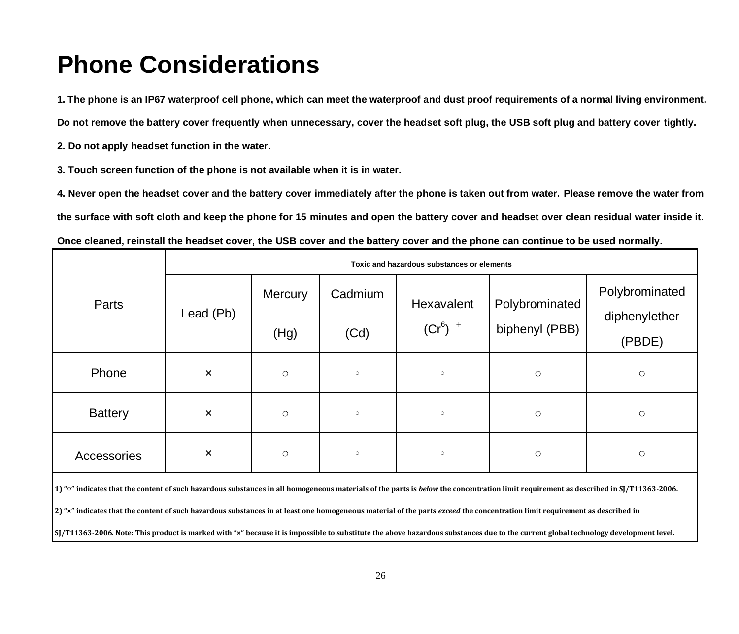# Phone Considerations

**1. The phone is an IP67 waterproof cell phone, which can meet the waterproof and dust proof requirements of a normal living environment. Do not remove the battery cover frequently when unnecessary, cover the headset soft plug, the USB soft plug and battery cover tightly.**

**2. Do not apply headset function in the water.**

**3. Touch screen function of the phone is not available when it is in water.**

**4. Never open the headset cover and the battery cover immediately after the phone is taken out from water. Please remove the water from the surface with soft cloth and keep the phone for 15 minutes and open the battery cover and headset over clean residual water inside it. Once cleaned, reinstall the headset cover, the USB cover and the battery cover and the phone can continue to be used normally.**

| Parts | Toxic and hazardous substances or elements | | | | | |
|---|---|---|---|---|---|---|
| | Lead (Pb) | Mercury (Hg) | Cadmium (Cd) | Hexavalent ($Cr^{6+}$) | Polybrominated biphenyl (PBB) | Polybrominated diphenylether (PBDE) |
| Phone | × | ○ | ◦ | ◦ | ○ | ○ |
| Battery | × | ○ | ◦ | ◦ | ○ | ○ |
| Accessories | × | ○ | ◦ | ◦ | ○ | ○ |

**1) "○" indicates that the content of such hazardous substances in all homogeneous materials of the parts is *below* the concentration limit requirement as described in SJ/T11363-2006.**

**2) "×" indicates that the content of such hazardous substances in at least one homogeneous material of the parts *exceed* the concentration limit requirement as described in SJ/T11363-2006. Note: This product is marked with "×" because it is impossible to substitute the above hazardous substances due to the current global technology development level.**